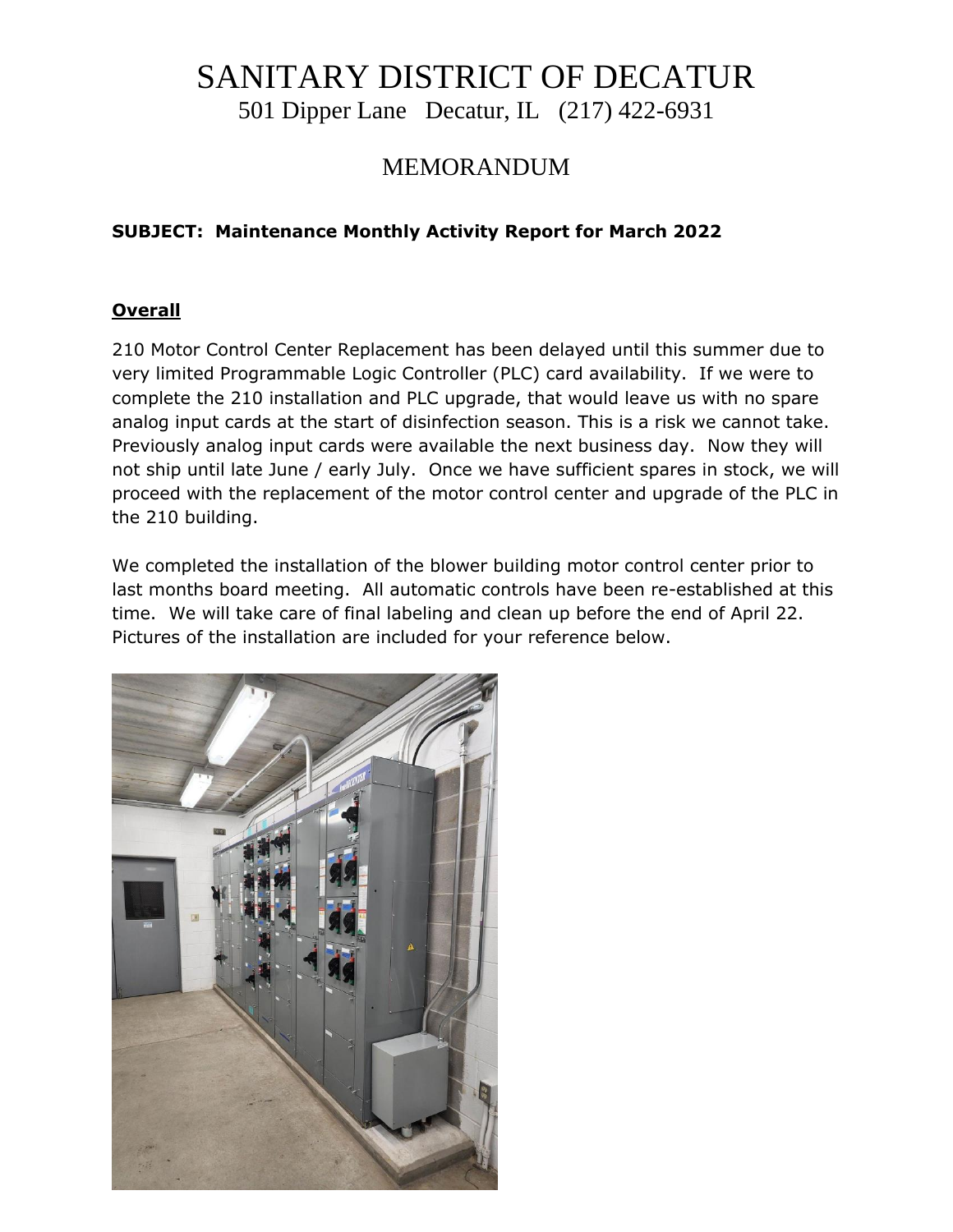# SANITARY DISTRICT OF DECATUR

501 Dipper Lane Decatur, IL (217) 422-6931

## MEMORANDUM

**SUBJECT: Maintenance Monthly Activity Report for March 2022**

### Overall

210 Motor Control Center Replacement has been delayed until this summer due to very limited Programmable Logic Controller (PLC) card availability. If we were to complete the 210 installation and PLC upgrade, that would leave us with no spare analog input cards at the start of disinfection season. This is a risk we cannot take. Previously analog input cards were available the next business day. Now they will not ship until late June / early July. Once we have sufficient spares in stock, we will proceed with the replacement of the motor control center and upgrade of the PLC in the 210 building.

We completed the installation of the blower building motor control center prior to last months board meeting. All automatic controls have been re-established at this time. We will take care of final labeling and clean up before the end of April 22. Pictures of the installation are included for your reference below.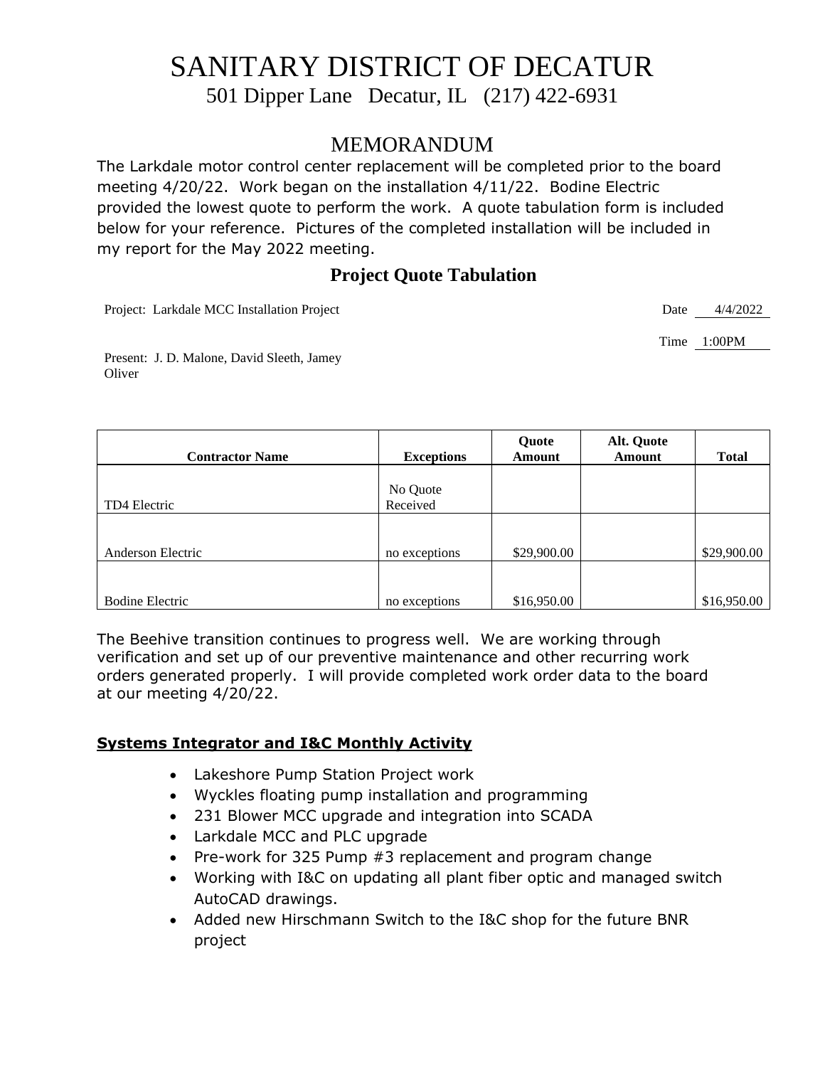# SANITARY DISTRICT OF DECATUR

501 Dipper Lane Decatur, IL (217) 422-6931

## MEMORANDUM

The Larkdale motor control center replacement will be completed prior to the board meeting 4/20/22. Work began on the installation 4/11/22. Bodine Electric provided the lowest quote to perform the work. A quote tabulation form is included below for your reference. Pictures of the completed installation will be included in my report for the May 2022 meeting.

### Project Quote Tabulation

Project: Larkdale MCC Installation Project

Date 4/4/2022

Time 1:00PM

Present: J. D. Malone, David Sleeth, Jamey Oliver

| Contractor Name | Exceptions | Quote Amount | Alt. Quote Amount | Total |
|---|---|---|---|---|
| TD4 Electric | No Quote Received | | | |
| Anderson Electric | no exceptions | $29,900.00 | | $29,900.00 |
| Bodine Electric | no exceptions | $16,950.00 | | $16,950.00 |

The Beehive transition continues to progress well. We are working through verification and set up of our preventive maintenance and other recurring work orders generated properly. I will provide completed work order data to the board at our meeting 4/20/22.

**Systems Integrator and I&C Monthly Activity**

- Lakeshore Pump Station Project work
- Wyckles floating pump installation and programming
- 231 Blower MCC upgrade and integration into SCADA
- Larkdale MCC and PLC upgrade
- Pre-work for 325 Pump #3 replacement and program change
- Working with I&C on updating all plant fiber optic and managed switch AutoCAD drawings.
- Added new Hirschmann Switch to the I&C shop for the future BNR project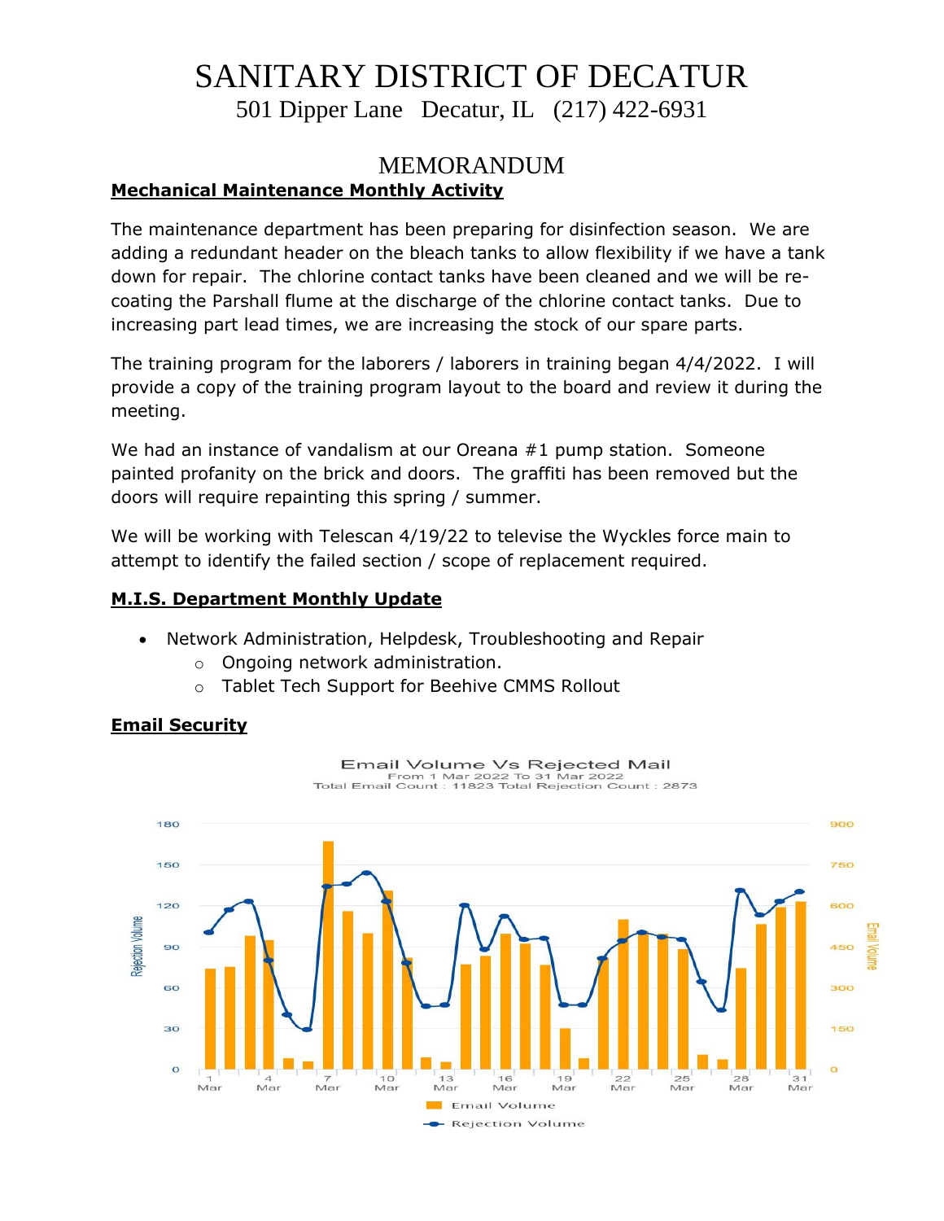# SANITARY DISTRICT OF DECATUR

501 Dipper Lane Decatur, IL (217) 422-6931

## MEMORANDUM

### Mechanical Maintenance Monthly Activity

The maintenance department has been preparing for disinfection season. We are adding a redundant header on the bleach tanks to allow flexibility if we have a tank down for repair. The chlorine contact tanks have been cleaned and we will be re-coating the Parshall flume at the discharge of the chlorine contact tanks. Due to increasing part lead times, we are increasing the stock of our spare parts.

The training program for the laborers / laborers in training began 4/4/2022. I will provide a copy of the training program layout to the board and review it during the meeting.

We had an instance of vandalism at our Oreana #1 pump station. Someone painted profanity on the brick and doors. The graffiti has been removed but the doors will require repainting this spring / summer.

We will be working with Telescan 4/19/22 to televise the Wyckles force main to attempt to identify the failed section / scope of replacement required.

### M.I.S. Department Monthly Update

- Network Administration, Helpdesk, Troubleshooting and Repair
  - Ongoing network administration.
  - Tablet Tech Support for Beehive CMMS Rollout

### Email Security

Email Volume Vs Rejected Mail
From 1 Mar 2022 To 31 Mar 2022
Total Email Count : 11823 Total Rejection Count : 2873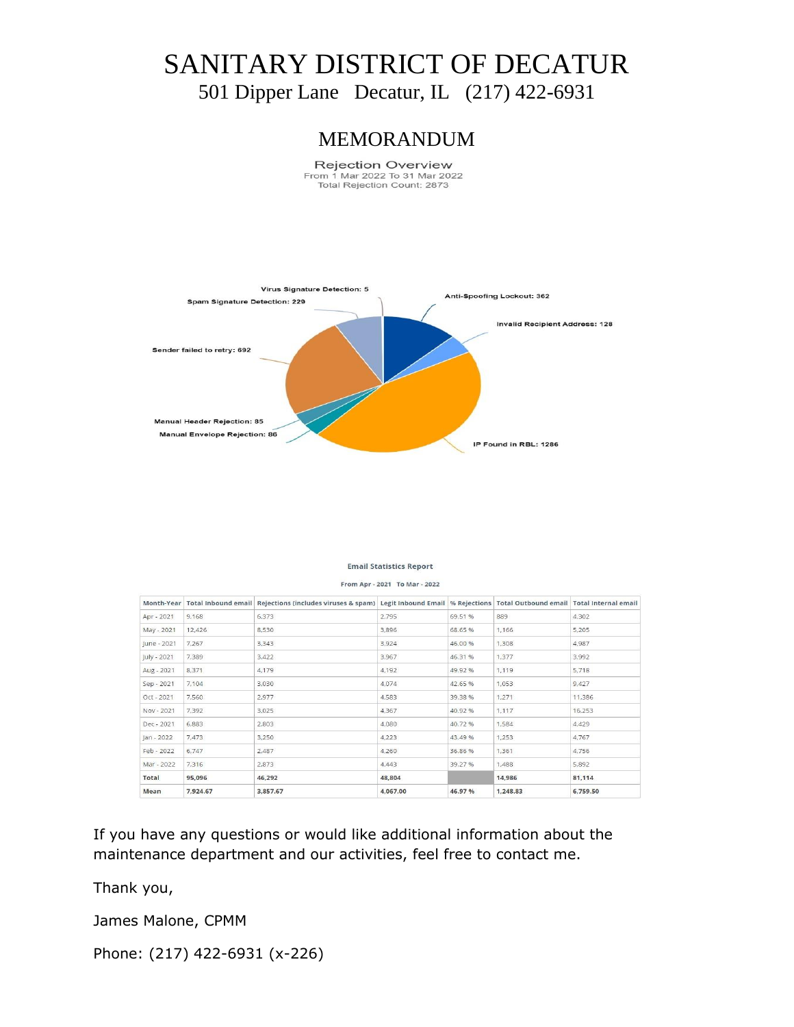# SANITARY DISTRICT OF DECATUR

501 Dipper Lane Decatur, IL (217) 422-6931

## MEMORANDUM

Rejection Overview
From 1 Mar 2022 To 31 Mar 2022
Total Rejection Count: 2873

Virus Signature Detection: 5
Spam Signature Detection: 229
Anti-Spoofing Lockout: 362
Invalid Recipient Address: 128
Sender failed to retry: 692
Manual Header Rejection: 85
Manual Envelope Rejection: 86
IP Found in RBL: 1286

**Email Statistics Report**

From Apr - 2021 To Mar - 2022

| Month-Year | Total Inbound email | Rejections (includes viruses & spam) | Legit Inbound Email | % Rejections | Total Outbound email | Total Internal email |
|---|---|---|---|---|---|---|
| Apr - 2021 | 9,168 | 6,373 | 2,795 | 69.51 % | 889 | 4,302 |
| May - 2021 | 12,426 | 8,530 | 3,896 | 68.65 % | 1,166 | 5,205 |
| June - 2021 | 7,267 | 3,343 | 3,924 | 46.00 % | 1,308 | 4,987 |
| July - 2021 | 7,389 | 3,422 | 3,967 | 46.31 % | 1,377 | 3,992 |
| Aug - 2021 | 8,371 | 4,179 | 4,192 | 49.92 % | 1,119 | 5,718 |
| Sep - 2021 | 7,104 | 3,030 | 4,074 | 42.65 % | 1,053 | 9,427 |
| Oct - 2021 | 7,560 | 2,977 | 4,583 | 39.38 % | 1,271 | 11,386 |
| Nov - 2021 | 7,392 | 3,025 | 4,367 | 40.92 % | 1,117 | 16,253 |
| Dec - 2021 | 6,883 | 2,803 | 4,080 | 40.72 % | 1,584 | 4,429 |
| Jan - 2022 | 7,473 | 3,250 | 4,223 | 43.49 % | 1,253 | 4,767 |
| Feb - 2022 | 6,747 | 2,487 | 4,260 | 36.86 % | 1,361 | 4,756 |
| Mar - 2022 | 7,316 | 2,873 | 4,443 | 39.27 % | 1,488 | 5,892 |
| **Total** | **95,096** | **46,292** | **48,804** | | **14,986** | **81,114** |
| **Mean** | **7,924.67** | **3,857.67** | **4,067.00** | **46.97 %** | **1,248.83** | **6,759.50** |

If you have any questions or would like additional information about the maintenance department and our activities, feel free to contact me.

Thank you,

James Malone, CPMM

Phone: (217) 422-6931 (x-226)